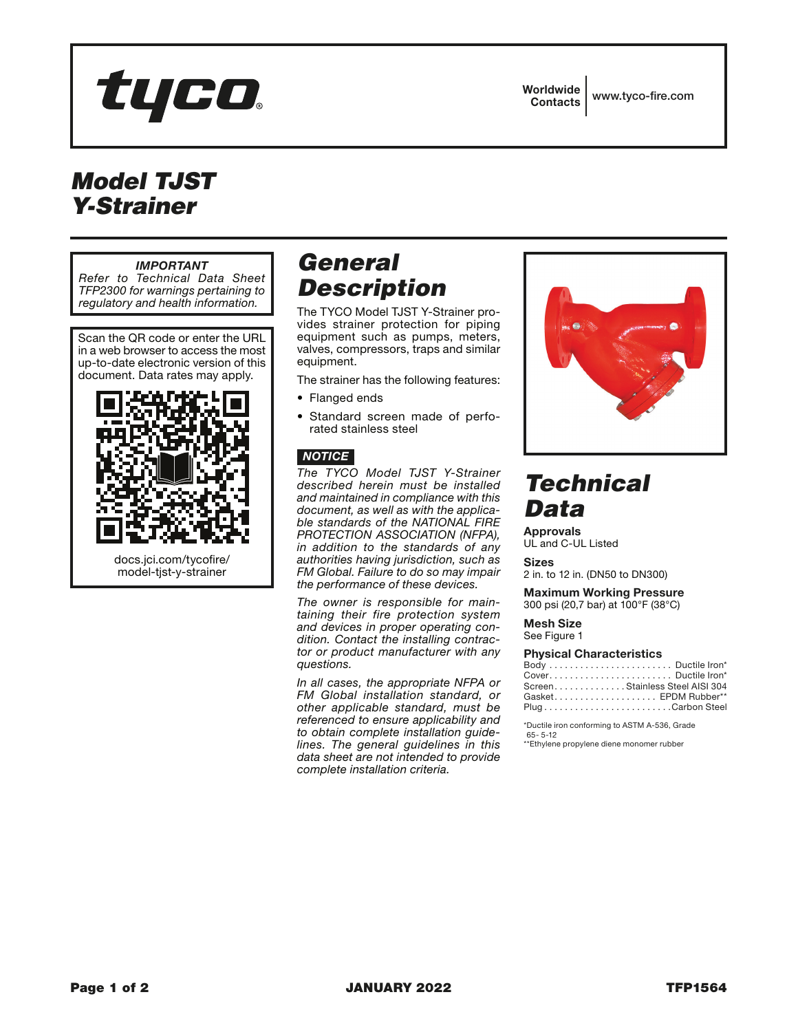tyco

Worldwide Contacts | www.tyco-fire.com

# Model TJST Y-Strainer

*IMPORTANT*
*Refer to Technical Data Sheet TFP2300 for warnings pertaining to regulatory and health information.*

Scan the QR code or enter the URL in a web browser to access the most up-to-date electronic version of this document. Data rates may apply.

docs.jci.com/tycofire/model-tjst-y-strainer

## General Description

The TYCO Model TJST Y-Strainer provides strainer protection for piping equipment such as pumps, meters, valves, compressors, traps and similar equipment.

The strainer has the following features:

- Flanged ends
- Standard screen made of perforated stainless steel

**NOTICE**

*The TYCO Model TJST Y-Strainer described herein must be installed and maintained in compliance with this document, as well as with the applicable standards of the NATIONAL FIRE PROTECTION ASSOCIATION (NFPA), in addition to the standards of any authorities having jurisdiction, such as FM Global. Failure to do so may impair the performance of these devices.*

*The owner is responsible for maintaining their fire protection system and devices in proper operating condition. Contact the installing contractor or product manufacturer with any questions.*

*In all cases, the appropriate NFPA or FM Global installation standard, or other applicable standard, must be referenced to ensure applicability and to obtain complete installation guidelines. The general guidelines in this data sheet are not intended to provide complete installation criteria.*

## Technical Data

**Approvals**
UL and C-UL Listed

**Sizes**
2 in. to 12 in. (DN50 to DN300)

**Maximum Working Pressure**
300 psi (20,7 bar) at 100°F (38°C)

**Mesh Size**
See Figure 1

**Physical Characteristics**

| Component | Material |
|---|---|
| Body | Ductile Iron* |
| Cover | Ductile Iron* |
| Screen | Stainless Steel AISI 304 |
| Gasket | EPDM Rubber** |
| Plug | Carbon Steel |

*Ductile iron conforming to ASTM A-536, Grade 65-5-12
**Ethylene propylene diene monomer rubber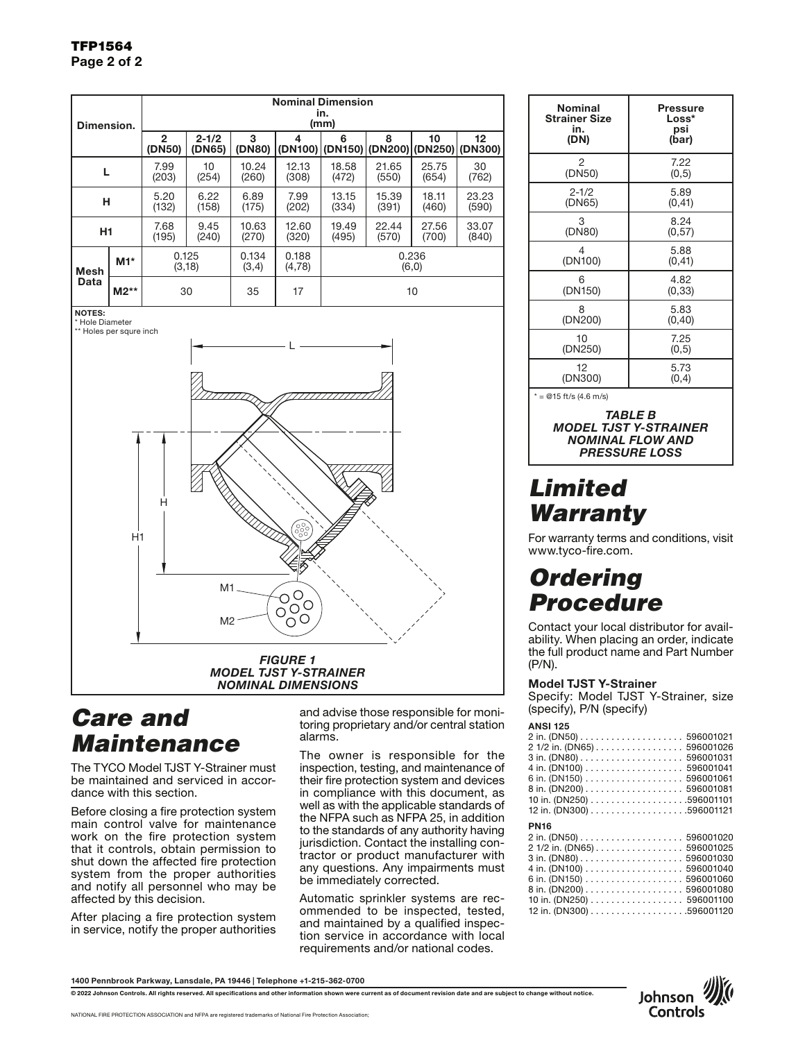| Dimension. | | Nominal Dimension in. (mm) | | | | | | | |
|---|---|---|---|---|---|---|---|---|---|
| | | 2 (DN50) | 2-1/2 (DN65) | 3 (DN80) | 4 (DN100) | 6 (DN150) | 8 (DN200) | 10 (DN250) | 12 (DN300) |
| L | | 7.99 (203) | 10 (254) | 10.24 (260) | 12.13 (308) | 18.58 (472) | 21.65 (550) | 25.75 (654) | 30 (762) |
| H | | 5.20 (132) | 6.22 (158) | 6.89 (175) | 7.99 (202) | 13.15 (334) | 15.39 (391) | 18.11 (460) | 23.23 (590) |
| H1 | | 7.68 (195) | 9.45 (240) | 10.63 (270) | 12.60 (320) | 19.49 (495) | 22.44 (570) | 27.56 (700) | 33.07 (840) |
| Mesh Data | M1* | 0.125 (3,18) | | 0.134 (3,4) | 0.188 (4,78) | 0.236 (6,0) | | | |
| | M2** | 30 | | 35 | 17 | 10 | | | |

NOTES:
* Hole Diameter
** Holes per squre inch

L

H

H1

M1

M2

*FIGURE 1*
*MODEL TJST Y-STRAINER*
*NOMINAL DIMENSIONS*

## Care and Maintenance

The TYCO Model TJST Y-Strainer must be maintained and serviced in accordance with this section.

Before closing a fire protection system main control valve for maintenance work on the fire protection system that it controls, obtain permission to shut down the affected fire protection system from the proper authorities and notify all personnel who may be affected by this decision.

After placing a fire protection system in service, notify the proper authorities and advise those responsible for monitoring proprietary and/or central station alarms.

The owner is responsible for the inspection, testing, and maintenance of their fire protection system and devices in compliance with this document, as well as with the applicable standards of the NFPA such as NFPA 25, in addition to the standards of any authority having jurisdiction. Contact the installing contractor or product manufacturer with any questions. Any impairments must be immediately corrected.

Automatic sprinkler systems are recommended to be inspected, tested, and maintained by a qualified inspection service in accordance with local requirements and/or national codes.

| Nominal Strainer Size in. (DN) | Pressure Loss* psi (bar) |
|---|---|
| 2 (DN50) | 7.22 (0,5) |
| 2-1/2 (DN65) | 5.89 (0,41) |
| 3 (DN80) | 8.24 (0,57) |
| 4 (DN100) | 5.88 (0,41) |
| 6 (DN150) | 4.82 (0,33) |
| 8 (DN200) | 5.83 (0,40) |
| 10 (DN250) | 7.25 (0,5) |
| 12 (DN300) | 5.73 (0,4) |

* = @15 ft/s (4.6 m/s)

*TABLE B*
*MODEL TJST Y-STRAINER*
*NOMINAL FLOW AND*
*PRESSURE LOSS*

## Limited Warranty

For warranty terms and conditions, visit www.tyco-fire.com.

## Ordering Procedure

Contact your local distributor for availability. When placing an order, indicate the full product name and Part Number (P/N).

**Model TJST Y-Strainer**

Specify: Model TJST Y-Strainer, size (specify), P/N (specify)

**ANSI 125**

2 in. (DN50) .................... 596001021
2 1/2 in. (DN65) ................. 596001026
3 in. (DN80) .................... 596001031
4 in. (DN100) ................... 596001041
6 in. (DN150) ................... 596001061
8 in. (DN200) ................... 596001081
10 in. (DN250) ................... 596001101
12 in. (DN300) ................... 596001121

**PN16**

2 in. (DN50) .................... 596001020
2 1/2 in. (DN65) ................. 596001025
3 in. (DN80) .................... 596001030
4 in. (DN100) ................... 596001040
6 in. (DN150) ................... 596001060
8 in. (DN200) ................... 596001080
10 in. (DN250) ................... 596001100
12 in. (DN300) ................... 596001120

1400 Pennbrook Parkway, Lansdale, PA 19446 | Telephone +1-215-362-0700

© 2022 Johnson Controls. All rights reserved. All specifications and other information shown were current as of document revision date and are subject to change without notice.

NATIONAL FIRE PROTECTION ASSOCIATION and NFPA are registered trademarks of National Fire Protection Association;